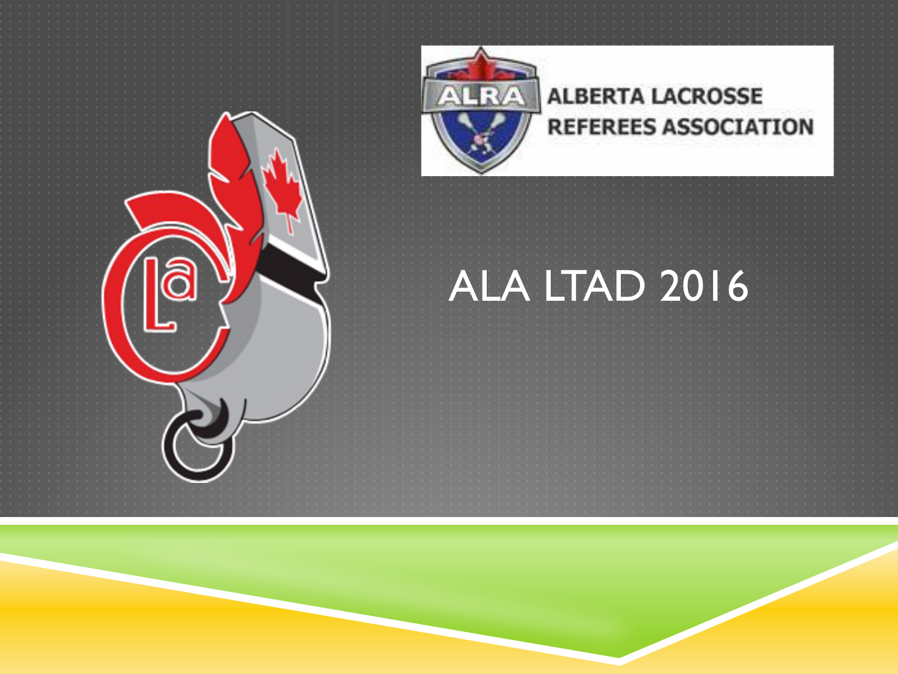ALBERTA LACROSSE REFEREES ASSOCIATION

# ALA LTAD 2016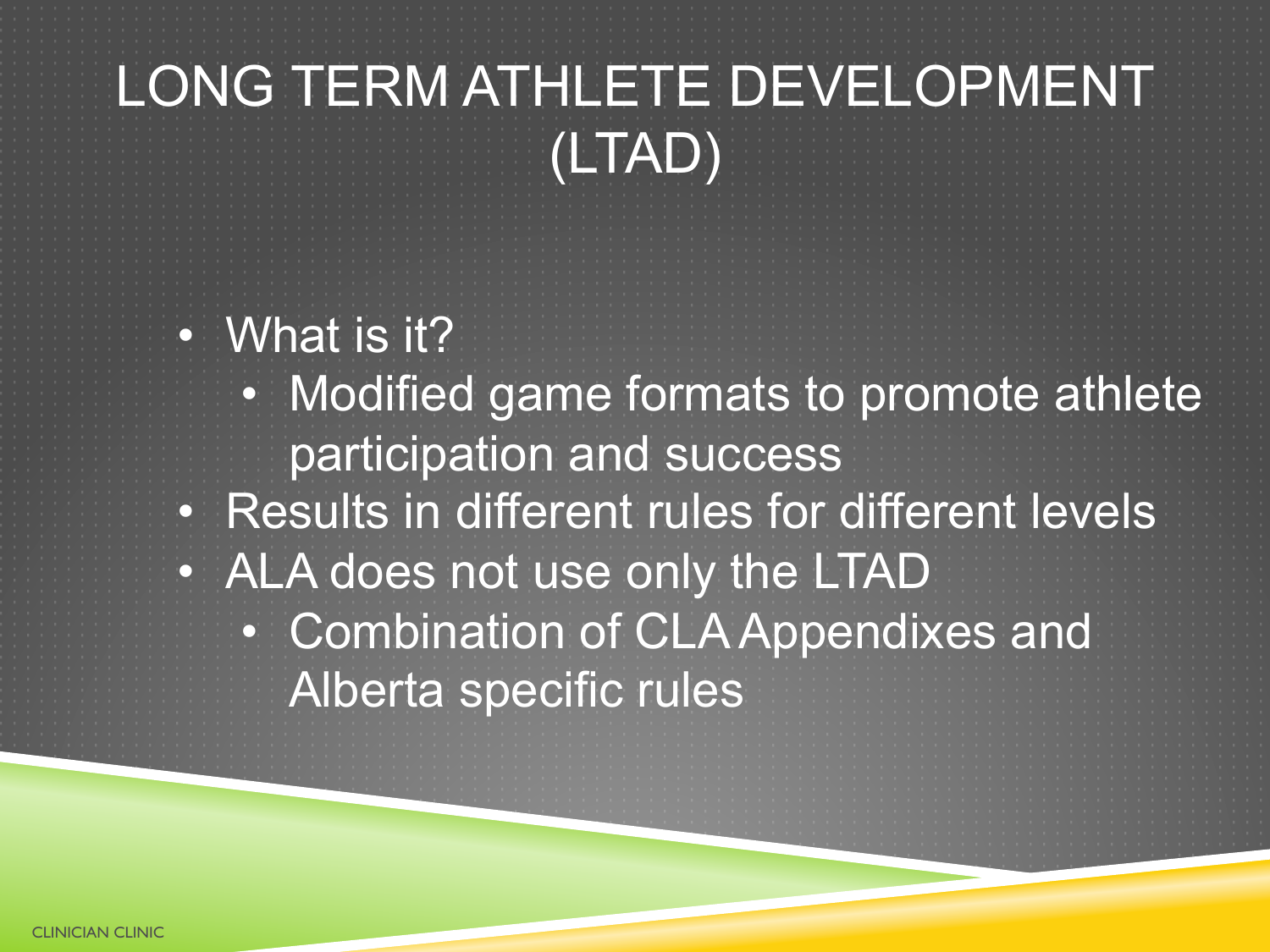# LONG TERM ATHLETE DEVELOPMENT (LTAD)

- What is it?
  - Modified game formats to promote athlete participation and success
- Results in different rules for different levels
- ALA does not use only the LTAD
  - Combination of CLA Appendixes and Alberta specific rules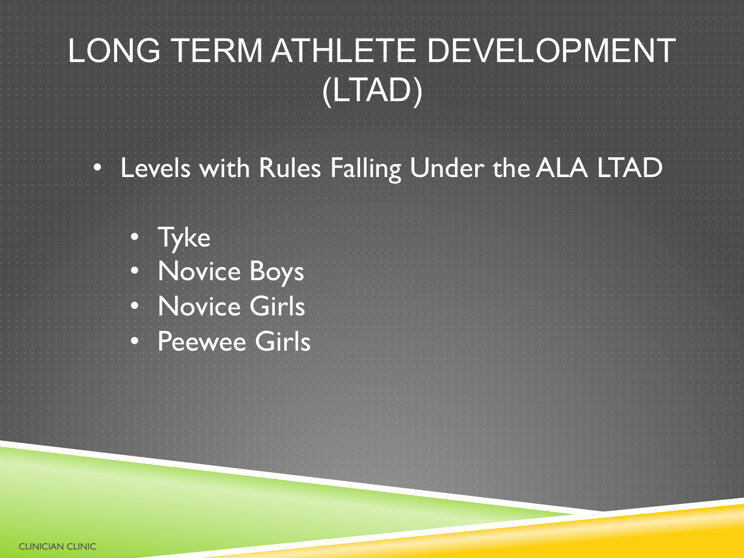# LONG TERM ATHLETE DEVELOPMENT (LTAD)

- Levels with Rules Falling Under the ALA LTAD
  - Tyke
  - Novice Boys
  - Novice Girls
  - Peewee Girls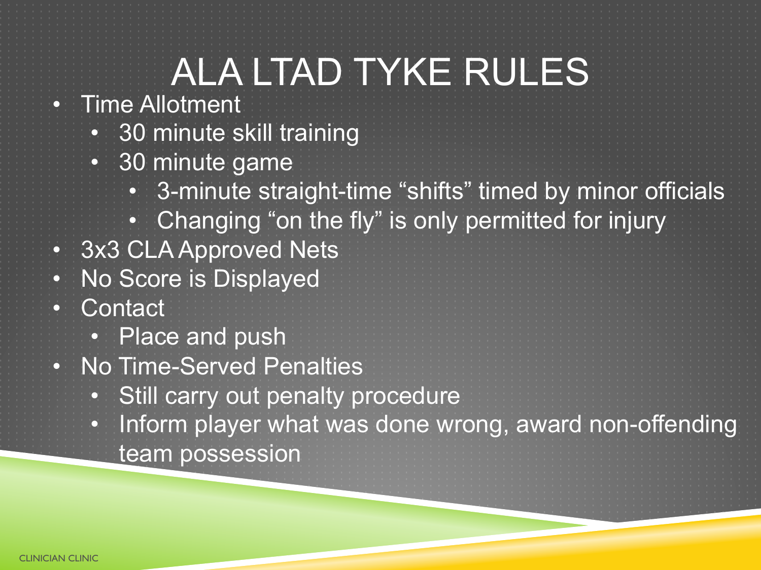# ALA LTAD TYKE RULES

- Time Allotment
  - 30 minute skill training
  - 30 minute game
    - 3-minute straight-time "shifts" timed by minor officials
    - Changing "on the fly" is only permitted for injury
- 3x3 CLA Approved Nets
- No Score is Displayed
- Contact
  - Place and push
- No Time-Served Penalties
  - Still carry out penalty procedure
  - Inform player what was done wrong, award non-offending team possession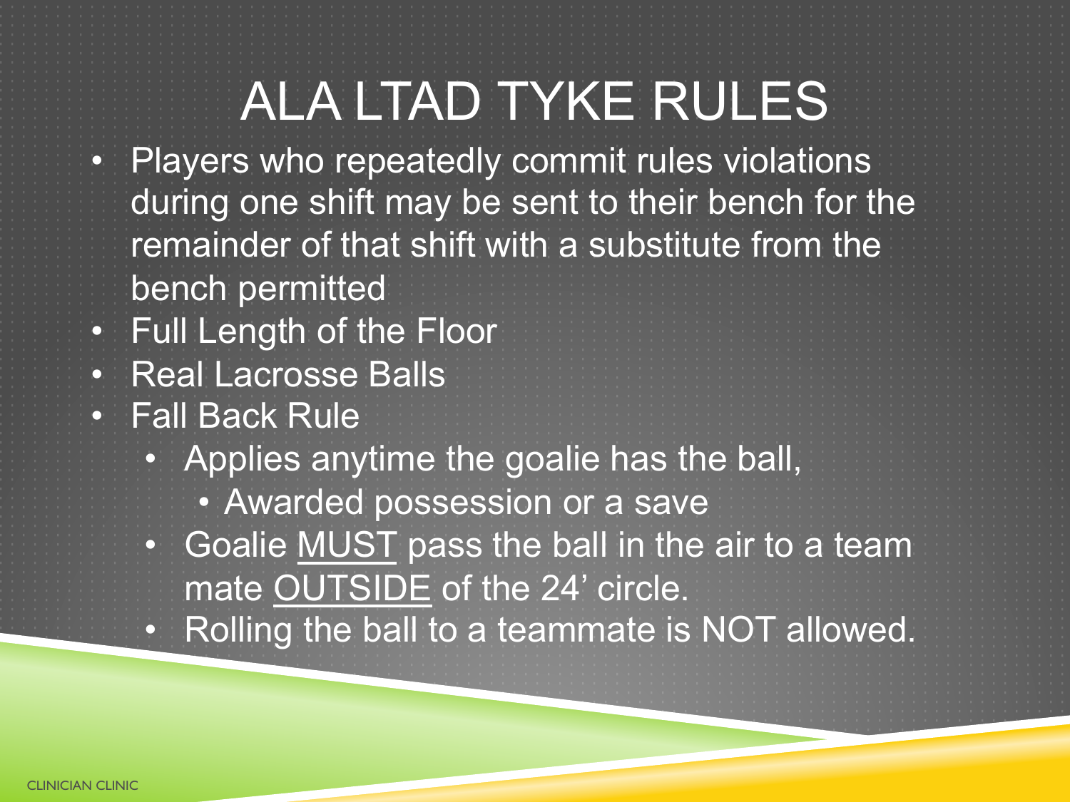# ALA LTAD TYKE RULES

- Players who repeatedly commit rules violations during one shift may be sent to their bench for the remainder of that shift with a substitute from the bench permitted
- Full Length of the Floor
- Real Lacrosse Balls
- Fall Back Rule
  - Applies anytime the goalie has the ball,
    - Awarded possession or a save
  - Goalie <u>MUST</u> pass the ball in the air to a team mate <u>OUTSIDE</u> of the 24’ circle.
  - Rolling the ball to a teammate is NOT allowed.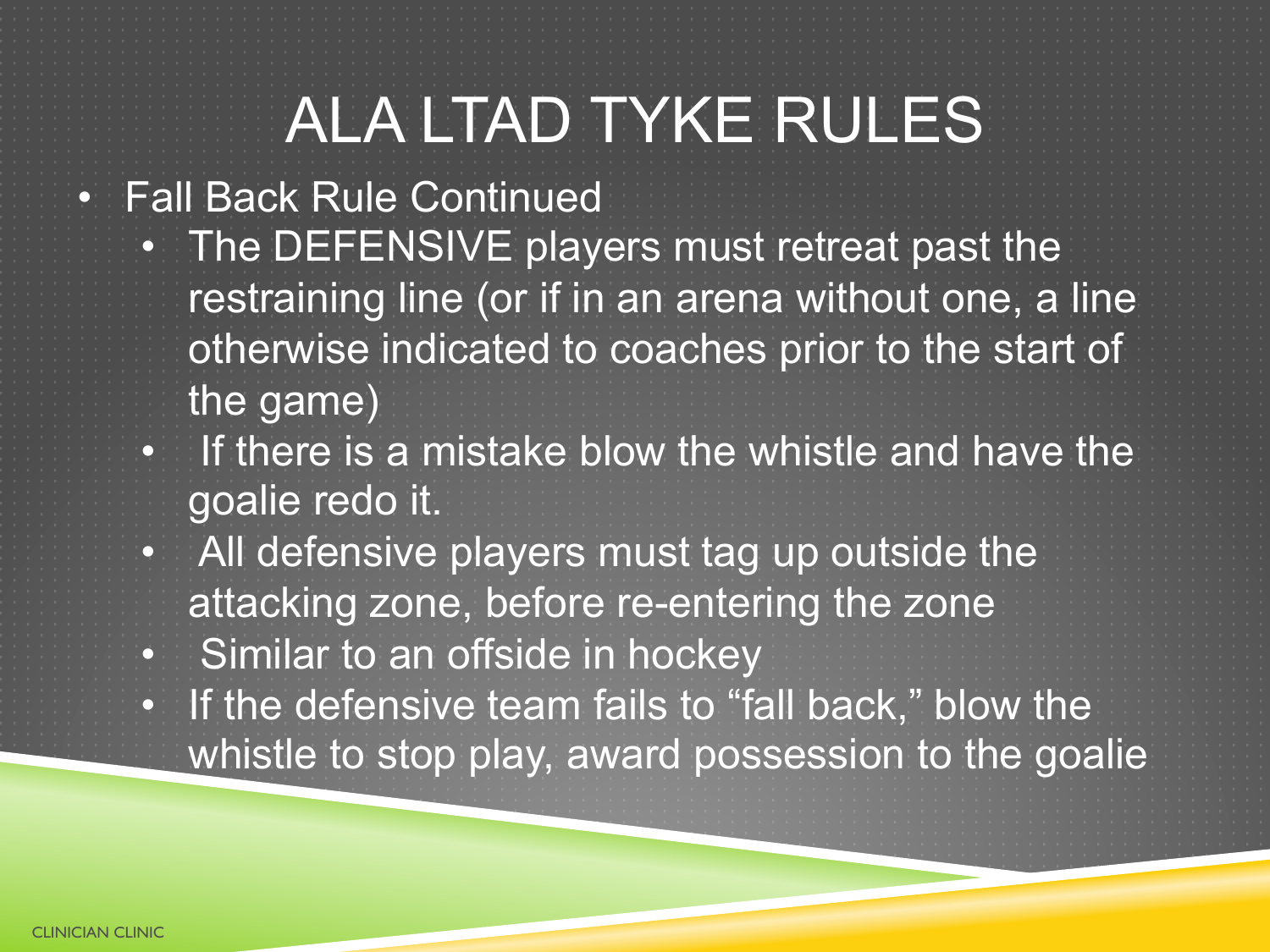# ALA LTAD TYKE RULES

- Fall Back Rule Continued
  - The DEFENSIVE players must retreat past the restraining line (or if in an arena without one, a line otherwise indicated to coaches prior to the start of the game)
  - If there is a mistake blow the whistle and have the goalie redo it.
  - All defensive players must tag up outside the attacking zone, before re-entering the zone
  - Similar to an offside in hockey
  - If the defensive team fails to "fall back," blow the whistle to stop play, award possession to the goalie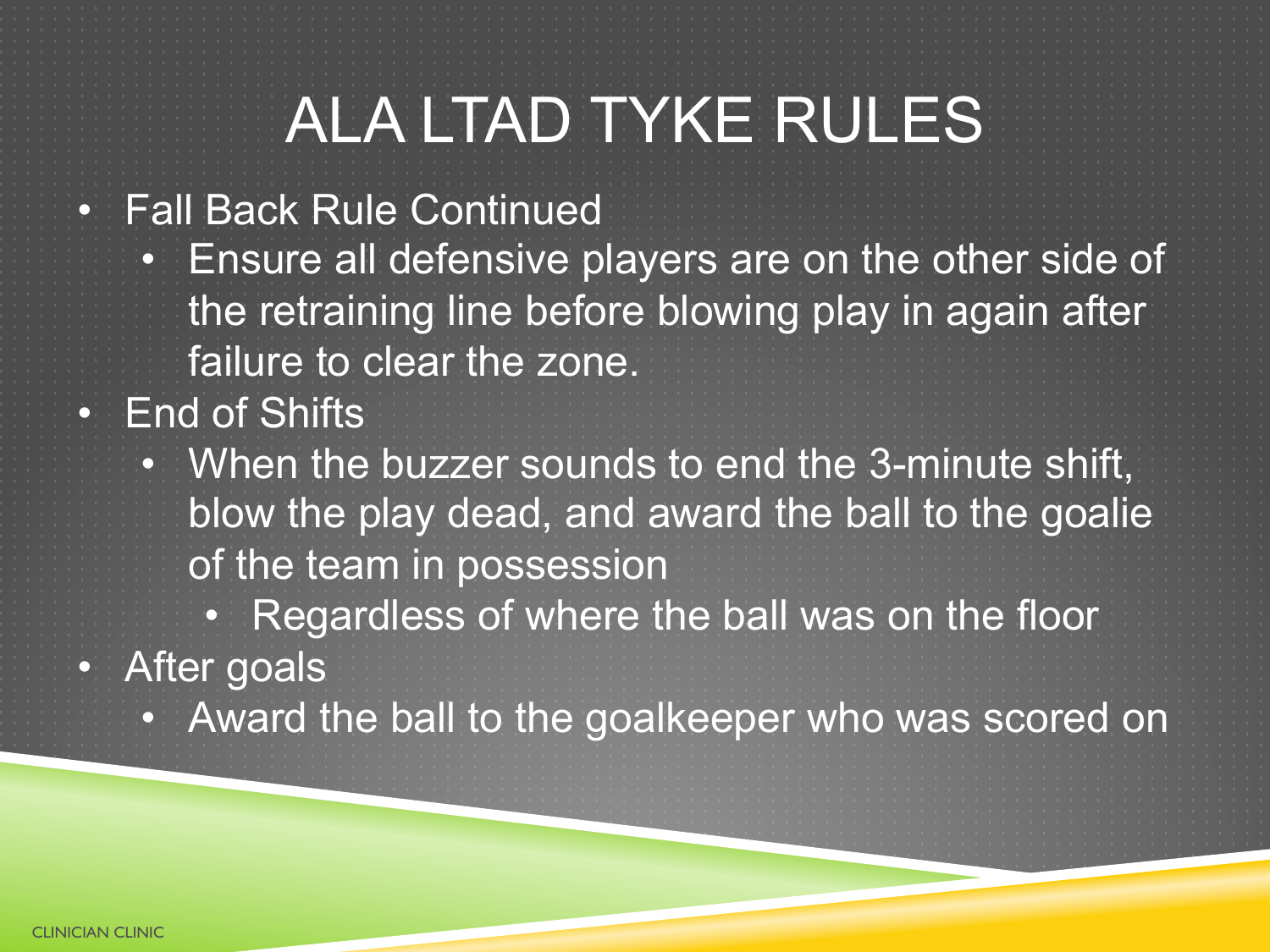# ALA LTAD TYKE RULES

- Fall Back Rule Continued
  - Ensure all defensive players are on the other side of the retraining line before blowing play in again after failure to clear the zone.
- End of Shifts
  - When the buzzer sounds to end the 3-minute shift, blow the play dead, and award the ball to the goalie of the team in possession
    - Regardless of where the ball was on the floor
- After goals
  - Award the ball to the goalkeeper who was scored on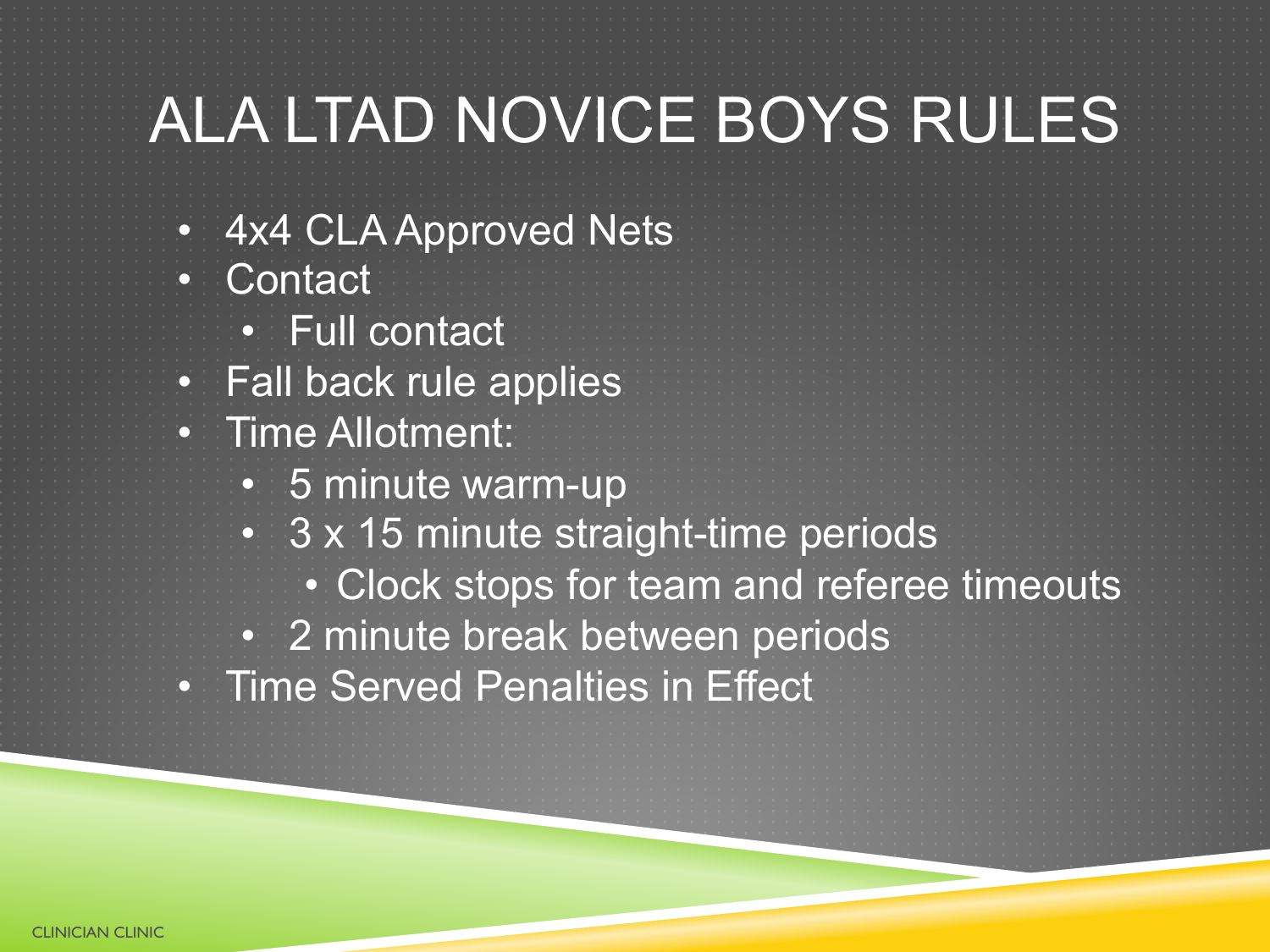# ALA LTAD NOVICE BOYS RULES

- 4x4 CLA Approved Nets
- Contact
  - Full contact
- Fall back rule applies
- Time Allotment:
  - 5 minute warm-up
  - 3 x 15 minute straight-time periods
    - Clock stops for team and referee timeouts
  - 2 minute break between periods
- Time Served Penalties in Effect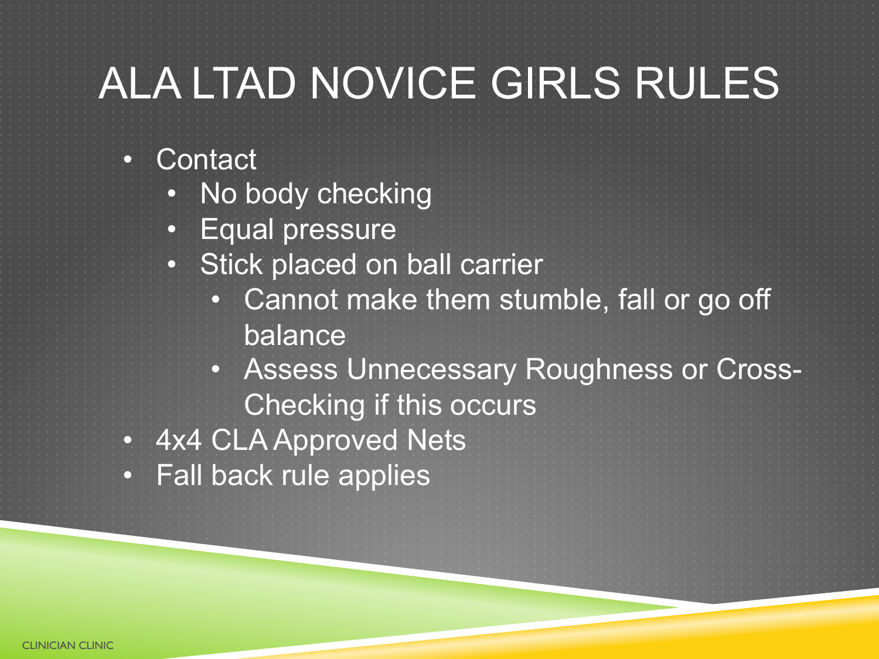# ALA LTAD NOVICE GIRLS RULES

- Contact
  - No body checking
  - Equal pressure
  - Stick placed on ball carrier
    - Cannot make them stumble, fall or go off balance
    - Assess Unnecessary Roughness or Cross-Checking if this occurs
- 4x4 CLA Approved Nets
- Fall back rule applies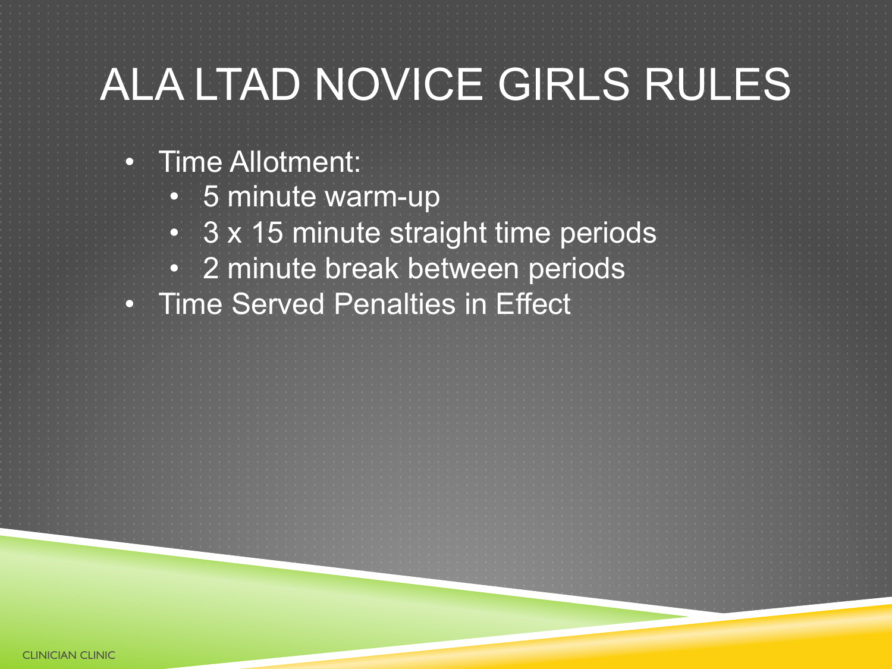# ALA LTAD NOVICE GIRLS RULES

- Time Allotment:
  - 5 minute warm-up
  - 3 x 15 minute straight time periods
  - 2 minute break between periods
- Time Served Penalties in Effect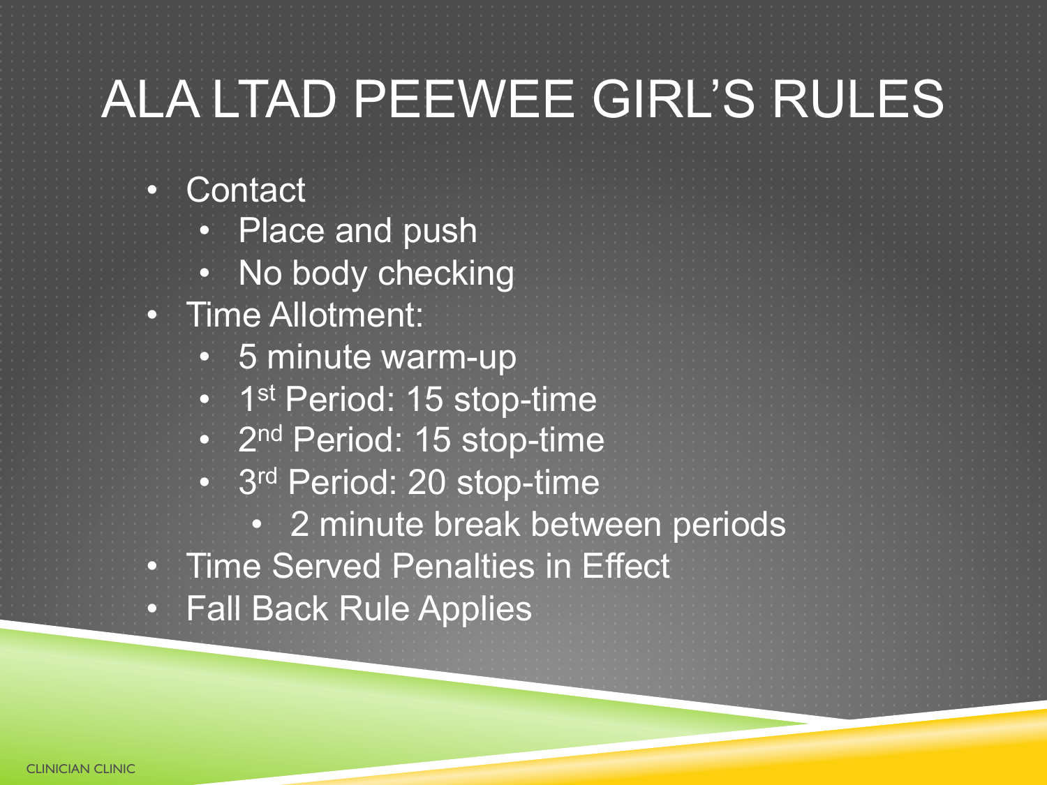# ALA LTAD PEEWEE GIRL'S RULES

- Contact
  - Place and push
  - No body checking
- Time Allotment:
  - 5 minute warm-up
  - 1st Period: 15 stop-time
  - 2nd Period: 15 stop-time
  - 3rd Period: 20 stop-time
    - 2 minute break between periods
- Time Served Penalties in Effect
- Fall Back Rule Applies